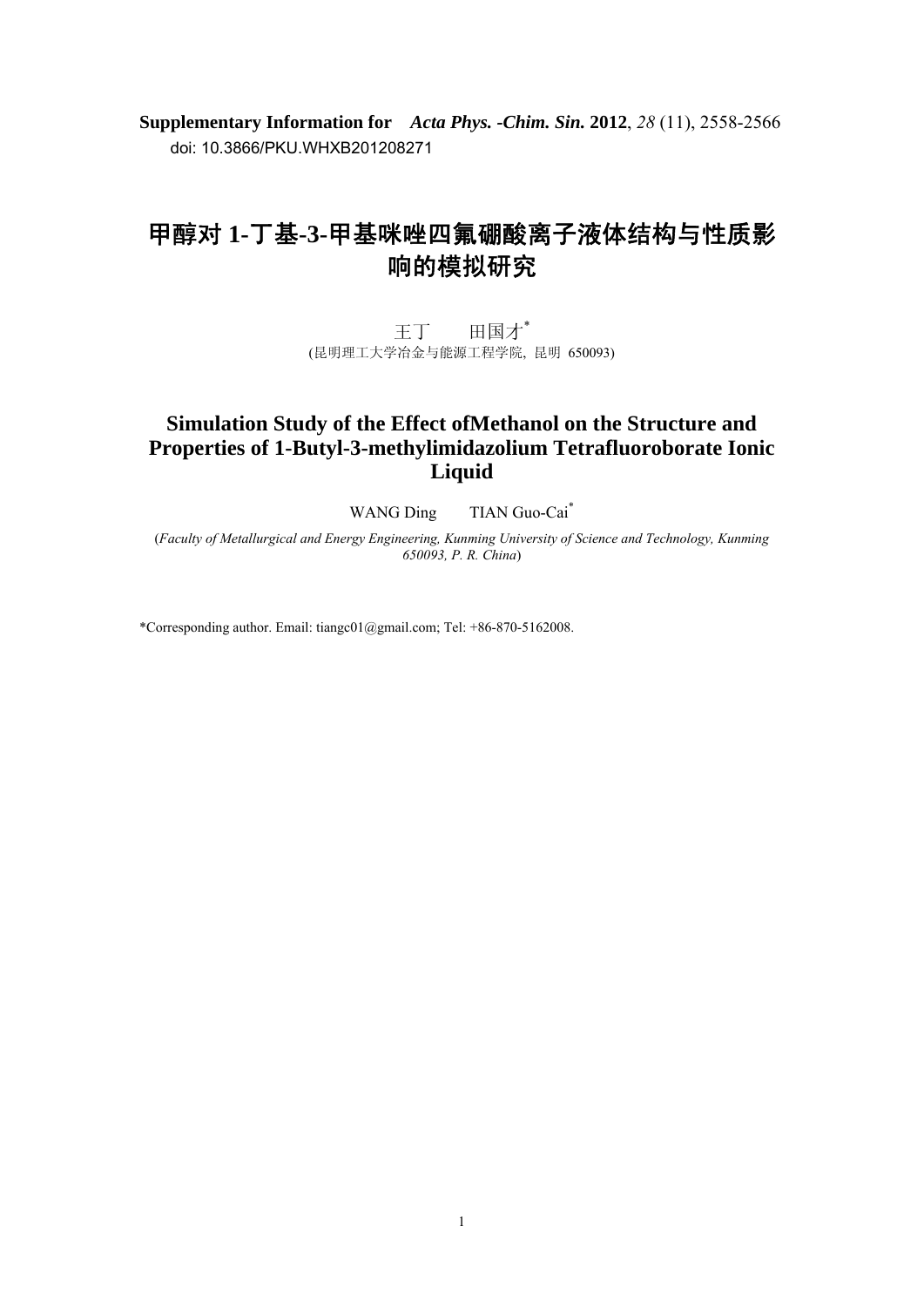**Supplementary Information for** *Acta Phys. -Chim. Sin.* **2012**, *28* (11), 2558-2566
doi: 10.3866/PKU.WHXB201208271

# 甲醇对 1-丁基-3-甲基咪唑四氟硼酸离子液体结构与性质影响的模拟研究

王丁　　田国才*

(昆明理工大学冶金与能源工程学院, 昆明 650093)

# Simulation Study of the Effect ofMethanol on the Structure and Properties of 1-Butyl-3-methylimidazolium Tetrafluoroborate Ionic Liquid

WANG Ding　　TIAN Guo-Cai*

(*Faculty of Metallurgical and Energy Engineering, Kunming University of Science and Technology, Kunming 650093, P. R. China*)

*Corresponding author. Email: tiangc01@gmail.com; Tel: +86-870-5162008.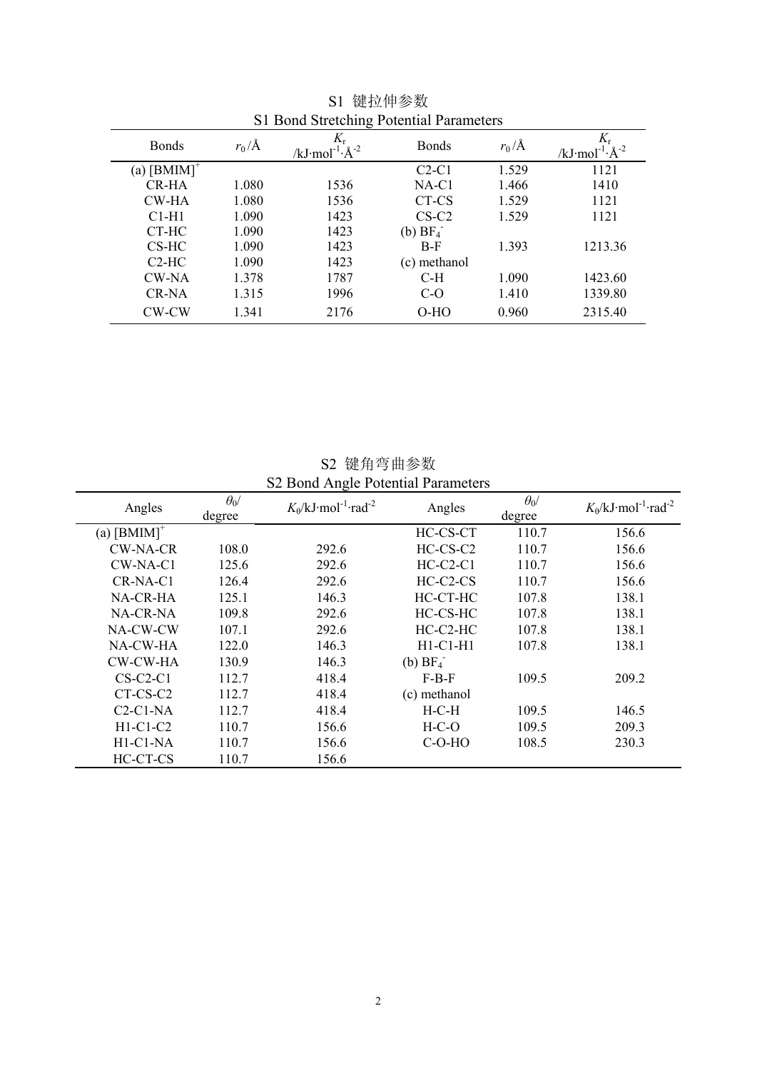S1 键拉伸参数

S1 Bond Stretching Potential Parameters

| Bonds | $r_0$/Å | $K_r$ /kJ·mol$^{-1}$·Å$^{-2}$ | Bonds | $r_0$/Å | $K_r$ /kJ·mol$^{-1}$·Å$^{-2}$ |
|---|---|---|---|---|---|
| (a) $[BMIM]^+$ | | | C2-C1 | 1.529 | 1121 |
| CR-HA | 1.080 | 1536 | NA-C1 | 1.466 | 1410 |
| CW-HA | 1.080 | 1536 | CT-CS | 1.529 | 1121 |
| C1-H1 | 1.090 | 1423 | CS-C2 | 1.529 | 1121 |
| CT-HC | 1.090 | 1423 | (b) $BF_4^-$ | | |
| CS-HC | 1.090 | 1423 | B-F | 1.393 | 1213.36 |
| C2-HC | 1.090 | 1423 | (c) methanol | | |
| CW-NA | 1.378 | 1787 | C-H | 1.090 | 1423.60 |
| CR-NA | 1.315 | 1996 | C-O | 1.410 | 1339.80 |
| CW-CW | 1.341 | 2176 | O-HO | 0.960 | 2315.40 |

S2 键角弯曲参数

S2 Bond Angle Potential Parameters

| Angles | $\theta_0$/ degree | $K_\theta$/kJ·mol$^{-1}$·rad$^{-2}$ | Angles | $\theta_0$/ degree | $K_\theta$/kJ·mol$^{-1}$·rad$^{-2}$ |
|---|---|---|---|---|---|
| (a) $[BMIM]^+$ | | | HC-CS-CT | 110.7 | 156.6 |
| CW-NA-CR | 108.0 | 292.6 | HC-CS-C2 | 110.7 | 156.6 |
| CW-NA-C1 | 125.6 | 292.6 | HC-C2-C1 | 110.7 | 156.6 |
| CR-NA-C1 | 126.4 | 292.6 | HC-C2-CS | 110.7 | 156.6 |
| NA-CR-HA | 125.1 | 146.3 | HC-CT-HC | 107.8 | 138.1 |
| NA-CR-NA | 109.8 | 292.6 | HC-CS-HC | 107.8 | 138.1 |
| NA-CW-CW | 107.1 | 292.6 | HC-C2-HC | 107.8 | 138.1 |
| NA-CW-HA | 122.0 | 146.3 | H1-C1-H1 | 107.8 | 138.1 |
| CW-CW-HA | 130.9 | 146.3 | (b) $BF_4^-$ | | |
| CS-C2-C1 | 112.7 | 418.4 | F-B-F | 109.5 | 209.2 |
| CT-CS-C2 | 112.7 | 418.4 | (c) methanol | | |
| C2-C1-NA | 112.7 | 418.4 | H-C-H | 109.5 | 146.5 |
| H1-C1-C2 | 110.7 | 156.6 | H-C-O | 109.5 | 209.3 |
| H1-C1-NA | 110.7 | 156.6 | C-O-HO | 108.5 | 230.3 |
| HC-CT-CS | 110.7 | 156.6 | | | |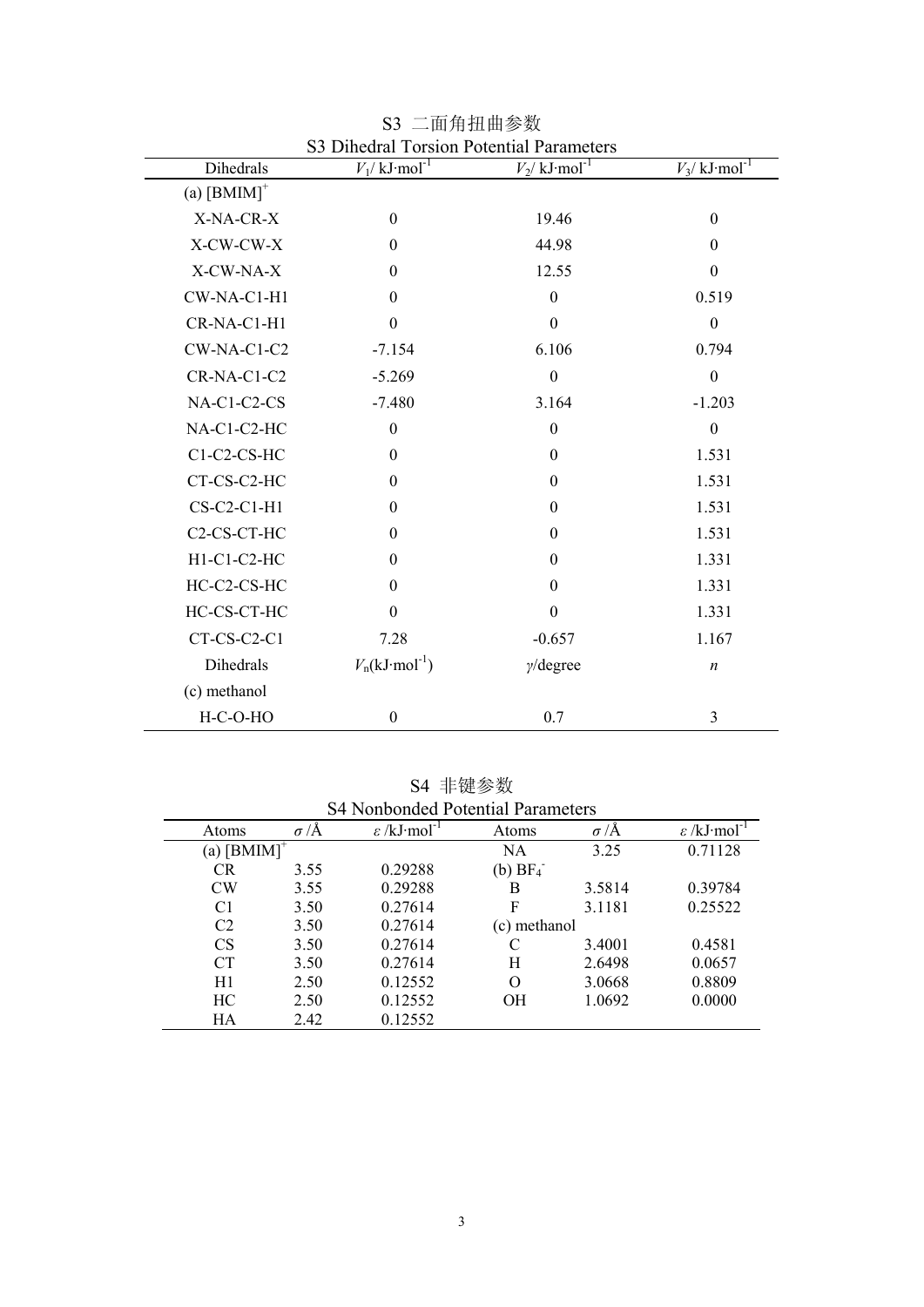## S3 二面角扭曲参数

## S3 Dihedral Torsion Potential Parameters

| Dihedrals | $V_1$/ kJ·mol$^{-1}$ | $V_2$/ kJ·mol$^{-1}$ | $V_3$/ kJ·mol$^{-1}$ |
|---|---|---|---|
| (a) $[BMIM]^+$ | | | |
| X-NA-CR-X | 0 | 19.46 | 0 |
| X-CW-CW-X | 0 | 44.98 | 0 |
| X-CW-NA-X | 0 | 12.55 | 0 |
| CW-NA-C1-H1 | 0 | 0 | 0.519 |
| CR-NA-C1-H1 | 0 | 0 | 0 |
| CW-NA-C1-C2 | -7.154 | 6.106 | 0.794 |
| CR-NA-C1-C2 | -5.269 | 0 | 0 |
| NA-C1-C2-CS | -7.480 | 3.164 | -1.203 |
| NA-C1-C2-HC | 0 | 0 | 0 |
| C1-C2-CS-HC | 0 | 0 | 1.531 |
| CT-CS-C2-HC | 0 | 0 | 1.531 |
| CS-C2-C1-H1 | 0 | 0 | 1.531 |
| C2-CS-CT-HC | 0 | 0 | 1.531 |
| H1-C1-C2-HC | 0 | 0 | 1.331 |
| HC-C2-CS-HC | 0 | 0 | 1.331 |
| HC-CS-CT-HC | 0 | 0 | 1.331 |
| CT-CS-C2-C1 | 7.28 | -0.657 | 1.167 |
| Dihedrals | $V_n$(kJ·mol$^{-1}$) | $\gamma$/degree | $n$ |
| (c) methanol | | | |
| H-C-O-HO | 0 | 0.7 | 3 |

## S4 非键参数

## S4 Nonbonded Potential Parameters

| Atoms | $\sigma$ /Å | $\varepsilon$ /kJ·mol$^{-1}$ | Atoms | $\sigma$ /Å | $\varepsilon$ /kJ·mol$^{-1}$ |
|---|---|---|---|---|---|
| (a) $[BMIM]^+$ | | | NA | 3.25 | 0.71128 |
| CR | 3.55 | 0.29288 | (b) $BF_4^-$ | | |
| CW | 3.55 | 0.29288 | B | 3.5814 | 0.39784 |
| C1 | 3.50 | 0.27614 | F | 3.1181 | 0.25522 |
| C2 | 3.50 | 0.27614 | (c) methanol | | |
| CS | 3.50 | 0.27614 | C | 3.4001 | 0.4581 |
| CT | 3.50 | 0.27614 | H | 2.6498 | 0.0657 |
| H1 | 2.50 | 0.12552 | O | 3.0668 | 0.8809 |
| HC | 2.50 | 0.12552 | OH | 1.0692 | 0.0000 |
| HA | 2.42 | 0.12552 | | | |